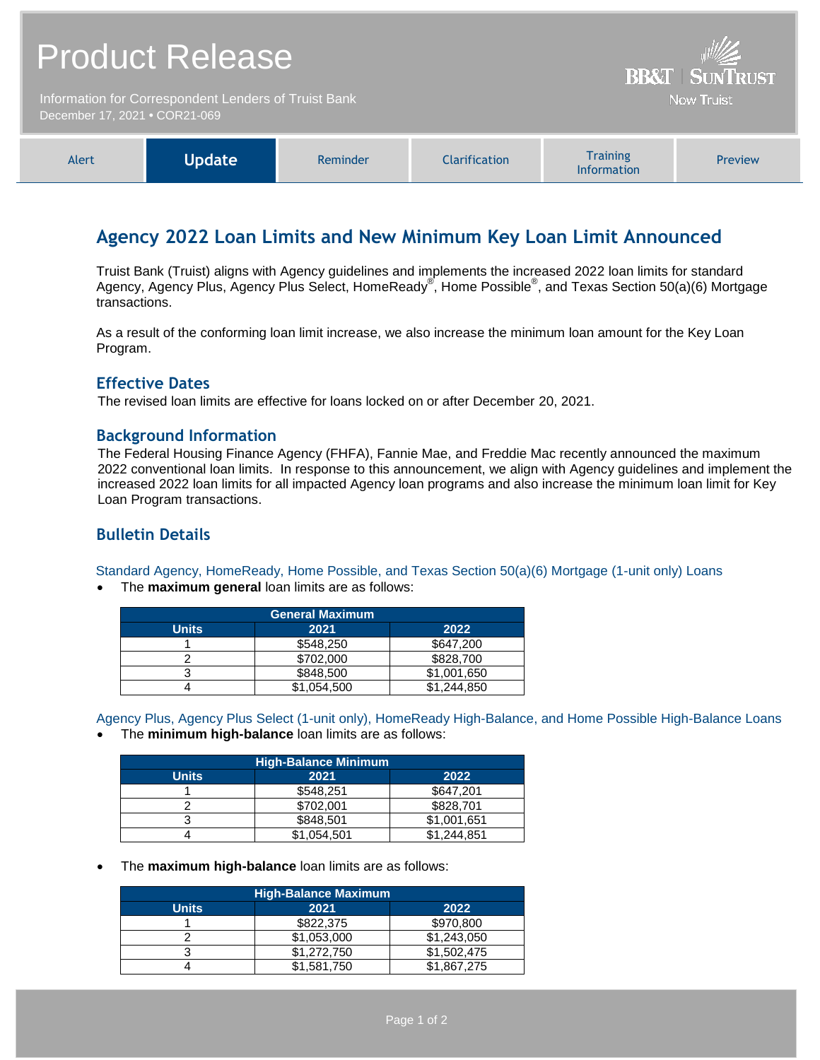# Product Release

Information for Correspondent Lenders of Truist Bank
December 17, 2021 • COR21-069

BB&T | SunTrust
Now Truist

| Alert | **Update** | Reminder | Clarification | Training Information | Preview |
|---|---|---|---|---|---|

## Agency 2022 Loan Limits and New Minimum Key Loan Limit Announced

Truist Bank (Truist) aligns with Agency guidelines and implements the increased 2022 loan limits for standard Agency, Agency Plus, Agency Plus Select, HomeReady®, Home Possible®, and Texas Section 50(a)(6) Mortgage transactions.

As a result of the conforming loan limit increase, we also increase the minimum loan amount for the Key Loan Program.

### Effective Dates

The revised loan limits are effective for loans locked on or after December 20, 2021.

### Background Information

The Federal Housing Finance Agency (FHFA), Fannie Mae, and Freddie Mac recently announced the maximum 2022 conventional loan limits. In response to this announcement, we align with Agency guidelines and implement the increased 2022 loan limits for all impacted Agency loan programs and also increase the minimum loan limit for Key Loan Program transactions.

### Bulletin Details

Standard Agency, HomeReady, Home Possible, and Texas Section 50(a)(6) Mortgage (1-unit only) Loans

- The **maximum general** loan limits are as follows:

| General Maximum | | |
|---|---|---|
| **Units** | **2021** | **2022** |
| 1 | $548,250 | $647,200 |
| 2 | $702,000 | $828,700 |
| 3 | $848,500 | $1,001,650 |
| 4 | $1,054,500 | $1,244,850 |

Agency Plus, Agency Plus Select (1-unit only), HomeReady High-Balance, and Home Possible High-Balance Loans

- The **minimum high-balance** loan limits are as follows:

| High-Balance Minimum | | |
|---|---|---|
| **Units** | **2021** | **2022** |
| 1 | $548,251 | $647,201 |
| 2 | $702,001 | $828,701 |
| 3 | $848,501 | $1,001,651 |
| 4 | $1,054,501 | $1,244,851 |

- The **maximum high-balance** loan limits are as follows:

| High-Balance Maximum | | |
|---|---|---|
| **Units** | **2021** | **2022** |
| 1 | $822,375 | $970,800 |
| 2 | $1,053,000 | $1,243,050 |
| 3 | $1,272,750 | $1,502,475 |
| 4 | $1,581,750 | $1,867,275 |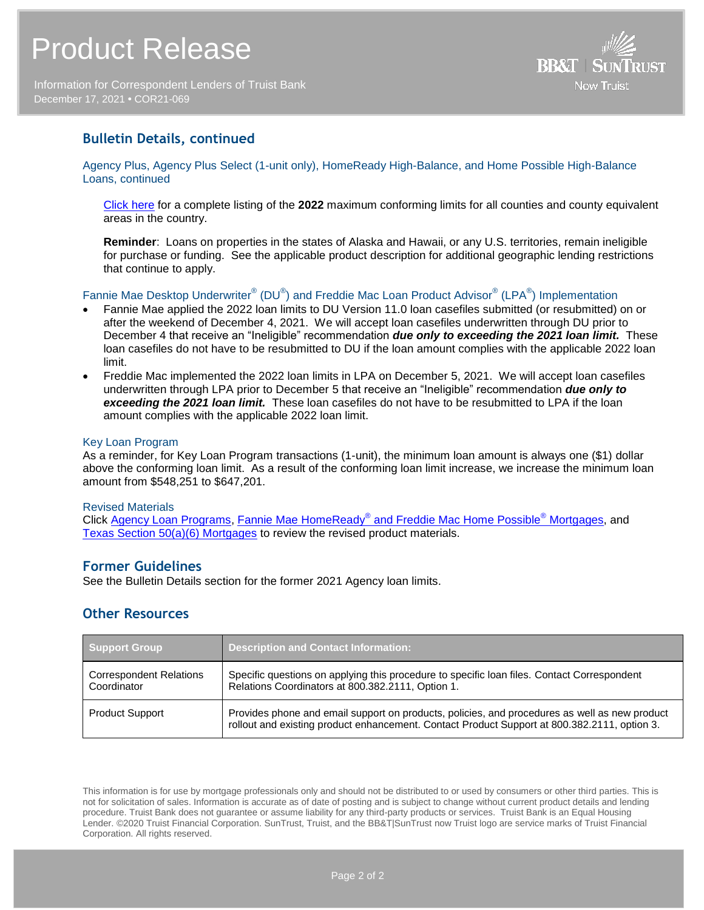## Bulletin Details, continued

### Agency Plus, Agency Plus Select (1-unit only), HomeReady High-Balance, and Home Possible High-Balance Loans, continued

Click here for a complete listing of the **2022** maximum conforming limits for all counties and county equivalent areas in the country.

**Reminder**: Loans on properties in the states of Alaska and Hawaii, or any U.S. territories, remain ineligible for purchase or funding. See the applicable product description for additional geographic lending restrictions that continue to apply.

### Fannie Mae Desktop Underwriter® (DU®) and Freddie Mac Loan Product Advisor® (LPA®) Implementation

- Fannie Mae applied the 2022 loan limits to DU Version 11.0 loan casefiles submitted (or resubmitted) on or after the weekend of December 4, 2021. We will accept loan casefiles underwritten through DU prior to December 4 that receive an "Ineligible" recommendation ***due only to exceeding the 2021 loan limit.*** These loan casefiles do not have to be resubmitted to DU if the loan amount complies with the applicable 2022 loan limit.
- Freddie Mac implemented the 2022 loan limits in LPA on December 5, 2021. We will accept loan casefiles underwritten through LPA prior to December 5 that receive an "Ineligible" recommendation ***due only to exceeding the 2021 loan limit.*** These loan casefiles do not have to be resubmitted to LPA if the loan amount complies with the applicable 2022 loan limit.

### Key Loan Program

As a reminder, for Key Loan Program transactions (1-unit), the minimum loan amount is always one ($1) dollar above the conforming loan limit. As a result of the conforming loan limit increase, we increase the minimum loan amount from $548,251 to $647,201.

### Revised Materials

Click Agency Loan Programs, Fannie Mae HomeReady® and Freddie Mac Home Possible® Mortgages, and Texas Section 50(a)(6) Mortgages to review the revised product materials.

## Former Guidelines

See the Bulletin Details section for the former 2021 Agency loan limits.

## Other Resources

| Support Group | Description and Contact Information: |
|---|---|
| Correspondent Relations Coordinator | Specific questions on applying this procedure to specific loan files. Contact Correspondent Relations Coordinators at 800.382.2111, Option 1. |
| Product Support | Provides phone and email support on products, policies, and procedures as well as new product rollout and existing product enhancement. Contact Product Support at 800.382.2111, option 3. |

This information is for use by mortgage professionals only and should not be distributed to or used by consumers or other third parties. This is not for solicitation of sales. Information is accurate as of date of posting and is subject to change without current product details and lending procedure. Truist Bank does not guarantee or assume liability for any third-party products or services. Truist Bank is an Equal Housing Lender. ©2020 Truist Financial Corporation. SunTrust, Truist, and the BB&T|SunTrust now Truist logo are service marks of Truist Financial Corporation. All rights reserved.